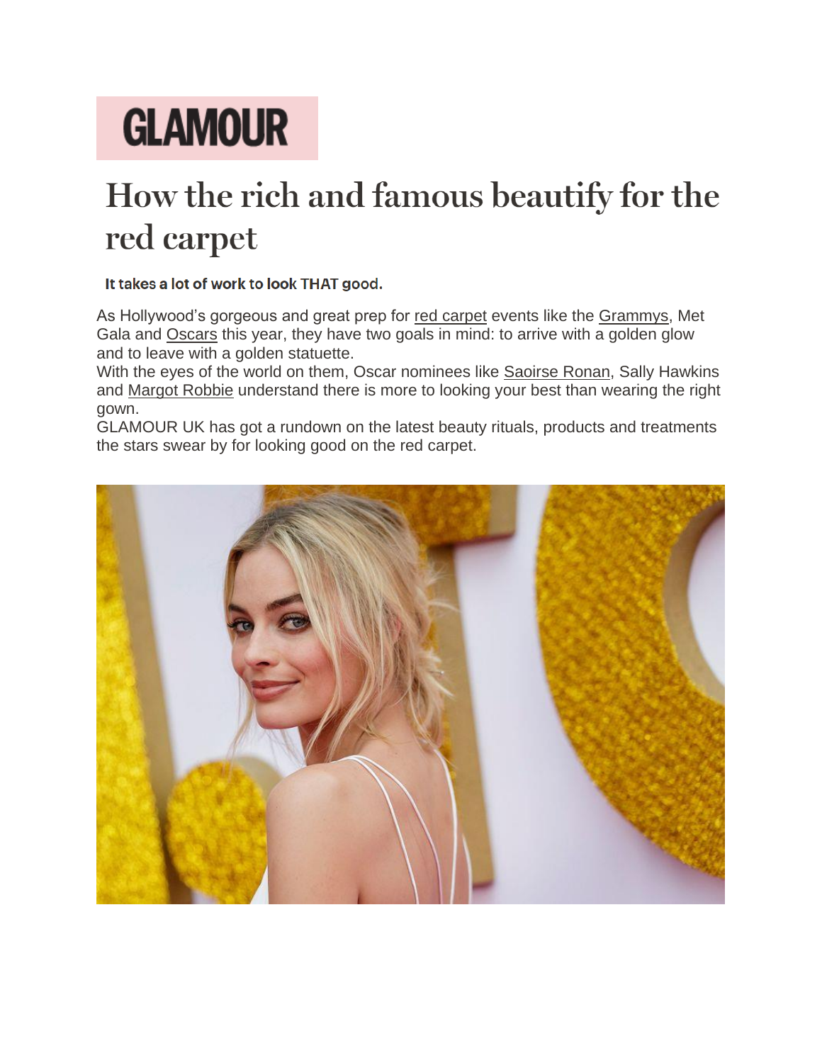GLAMOUR

# How the rich and famous beautify for the red carpet

**It takes a lot of work to look THAT good.**

As Hollywood's gorgeous and great prep for red carpet events like the Grammys, Met Gala and Oscars this year, they have two goals in mind: to arrive with a golden glow and to leave with a golden statuette.

With the eyes of the world on them, Oscar nominees like Saoirse Ronan, Sally Hawkins and Margot Robbie understand there is more to looking your best than wearing the right gown.

GLAMOUR UK has got a rundown on the latest beauty rituals, products and treatments the stars swear by for looking good on the red carpet.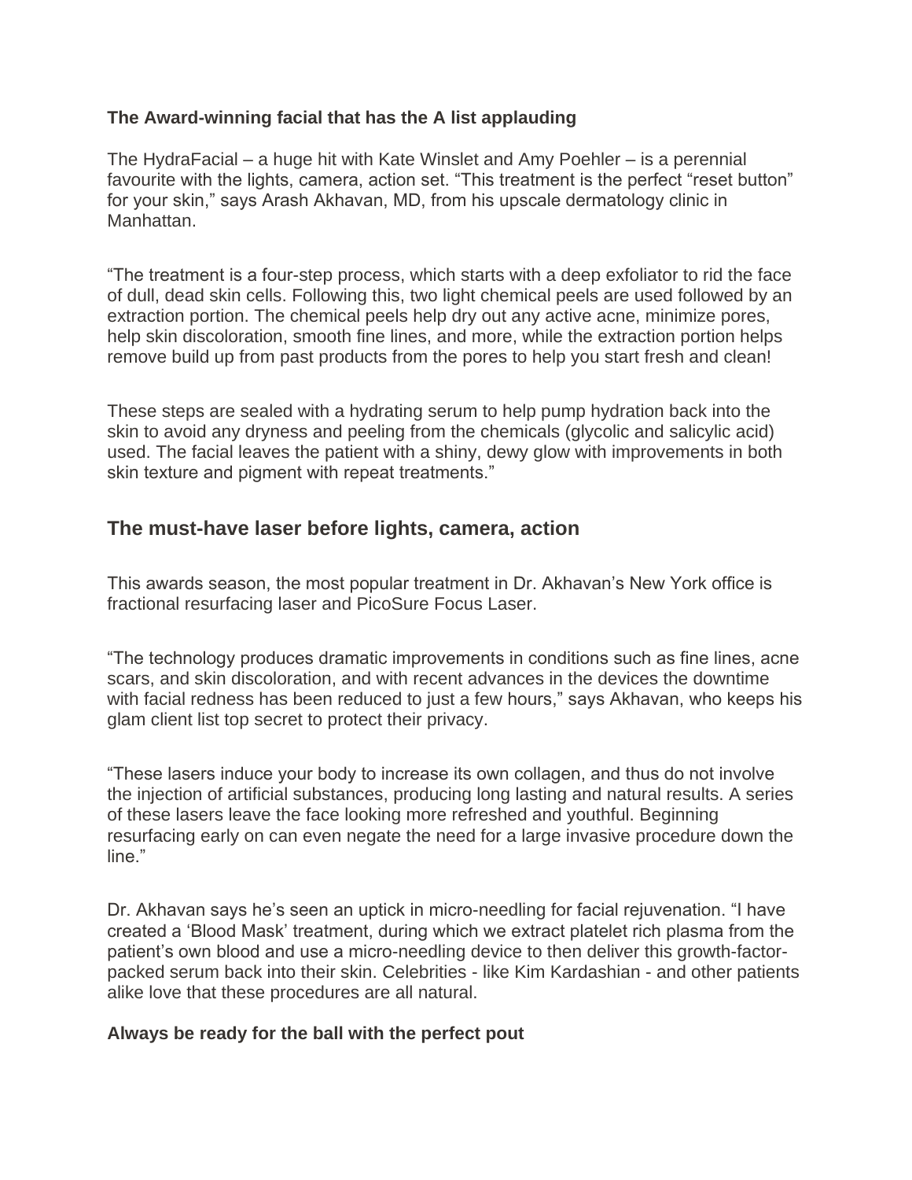**The Award-winning facial that has the A list applauding**

The HydraFacial – a huge hit with Kate Winslet and Amy Poehler – is a perennial favourite with the lights, camera, action set. “This treatment is the perfect “reset button” for your skin,” says Arash Akhavan, MD, from his upscale dermatology clinic in Manhattan.

“The treatment is a four-step process, which starts with a deep exfoliator to rid the face of dull, dead skin cells. Following this, two light chemical peels are used followed by an extraction portion. The chemical peels help dry out any active acne, minimize pores, help skin discoloration, smooth fine lines, and more, while the extraction portion helps remove build up from past products from the pores to help you start fresh and clean!

These steps are sealed with a hydrating serum to help pump hydration back into the skin to avoid any dryness and peeling from the chemicals (glycolic and salicylic acid) used. The facial leaves the patient with a shiny, dewy glow with improvements in both skin texture and pigment with repeat treatments.”

## The must-have laser before lights, camera, action

This awards season, the most popular treatment in Dr. Akhavan’s New York office is fractional resurfacing laser and PicoSure Focus Laser.

“The technology produces dramatic improvements in conditions such as fine lines, acne scars, and skin discoloration, and with recent advances in the devices the downtime with facial redness has been reduced to just a few hours,” says Akhavan, who keeps his glam client list top secret to protect their privacy.

“These lasers induce your body to increase its own collagen, and thus do not involve the injection of artificial substances, producing long lasting and natural results. A series of these lasers leave the face looking more refreshed and youthful. Beginning resurfacing early on can even negate the need for a large invasive procedure down the line.”

Dr. Akhavan says he’s seen an uptick in micro-needling for facial rejuvenation. “I have created a ‘Blood Mask’ treatment, during which we extract platelet rich plasma from the patient’s own blood and use a micro-needling device to then deliver this growth-factor-packed serum back into their skin. Celebrities - like Kim Kardashian - and other patients alike love that these procedures are all natural.

**Always be ready for the ball with the perfect pout**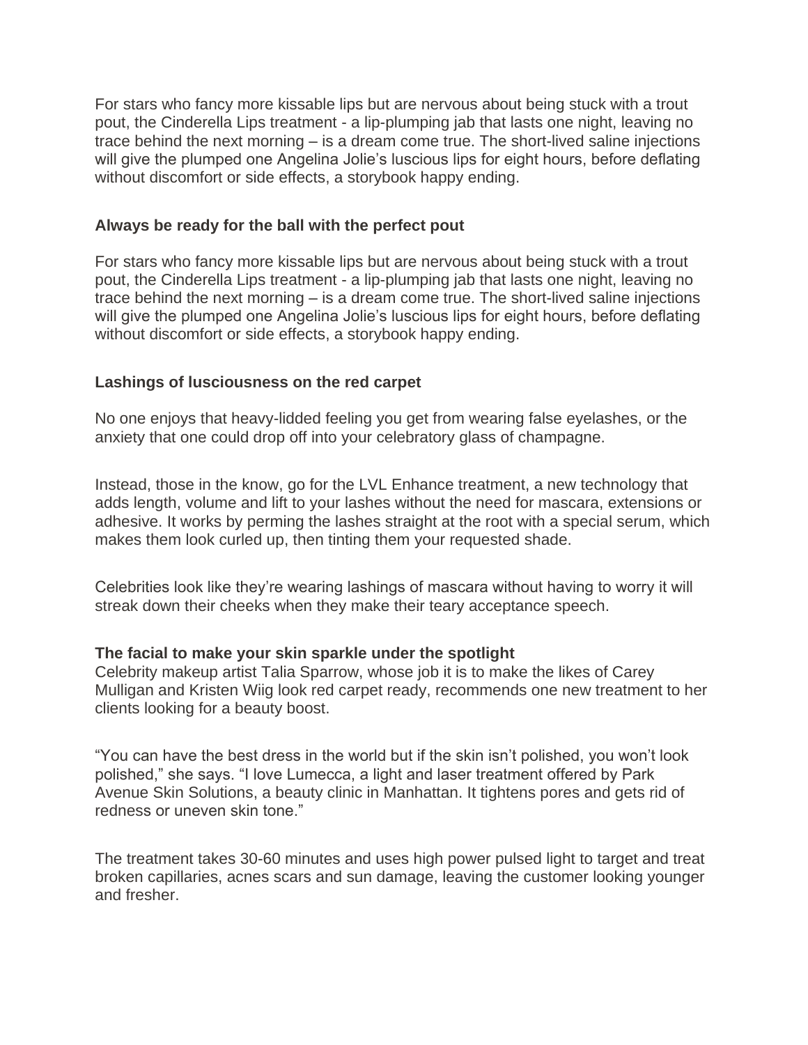For stars who fancy more kissable lips but are nervous about being stuck with a trout pout, the Cinderella Lips treatment - a lip-plumping jab that lasts one night, leaving no trace behind the next morning – is a dream come true. The short-lived saline injections will give the plumped one Angelina Jolie's luscious lips for eight hours, before deflating without discomfort or side effects, a storybook happy ending.

**Always be ready for the ball with the perfect pout**

For stars who fancy more kissable lips but are nervous about being stuck with a trout pout, the Cinderella Lips treatment - a lip-plumping jab that lasts one night, leaving no trace behind the next morning – is a dream come true. The short-lived saline injections will give the plumped one Angelina Jolie's luscious lips for eight hours, before deflating without discomfort or side effects, a storybook happy ending.

**Lashings of lusciousness on the red carpet**

No one enjoys that heavy-lidded feeling you get from wearing false eyelashes, or the anxiety that one could drop off into your celebratory glass of champagne.

Instead, those in the know, go for the LVL Enhance treatment, a new technology that adds length, volume and lift to your lashes without the need for mascara, extensions or adhesive. It works by perming the lashes straight at the root with a special serum, which makes them look curled up, then tinting them your requested shade.

Celebrities look like they're wearing lashings of mascara without having to worry it will streak down their cheeks when they make their teary acceptance speech.

**The facial to make your skin sparkle under the spotlight**

Celebrity makeup artist Talia Sparrow, whose job it is to make the likes of Carey Mulligan and Kristen Wiig look red carpet ready, recommends one new treatment to her clients looking for a beauty boost.

"You can have the best dress in the world but if the skin isn't polished, you won't look polished," she says. "I love Lumecca, a light and laser treatment offered by Park Avenue Skin Solutions, a beauty clinic in Manhattan. It tightens pores and gets rid of redness or uneven skin tone."

The treatment takes 30-60 minutes and uses high power pulsed light to target and treat broken capillaries, acnes scars and sun damage, leaving the customer looking younger and fresher.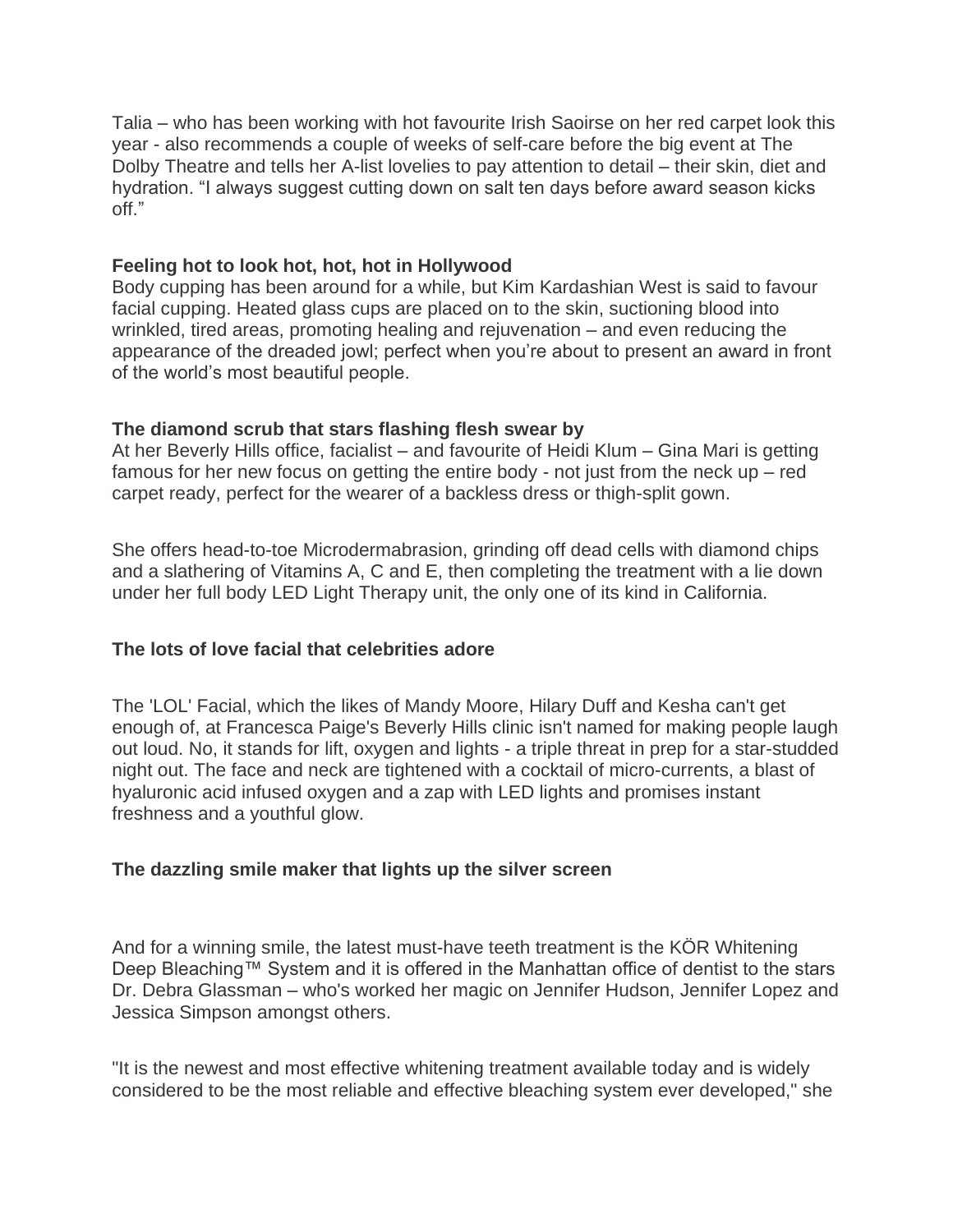Talia – who has been working with hot favourite Irish Saoirse on her red carpet look this year - also recommends a couple of weeks of self-care before the big event at The Dolby Theatre and tells her A-list lovelies to pay attention to detail – their skin, diet and hydration. “I always suggest cutting down on salt ten days before award season kicks off.”

**Feeling hot to look hot, hot, hot in Hollywood**

Body cupping has been around for a while, but Kim Kardashian West is said to favour facial cupping. Heated glass cups are placed on to the skin, suctioning blood into wrinkled, tired areas, promoting healing and rejuvenation – and even reducing the appearance of the dreaded jowl; perfect when you’re about to present an award in front of the world’s most beautiful people.

**The diamond scrub that stars flashing flesh swear by**

At her Beverly Hills office, facialist – and favourite of Heidi Klum – Gina Mari is getting famous for her new focus on getting the entire body - not just from the neck up – red carpet ready, perfect for the wearer of a backless dress or thigh-split gown.

She offers head-to-toe Microdermabrasion, grinding off dead cells with diamond chips and a slathering of Vitamins A, C and E, then completing the treatment with a lie down under her full body LED Light Therapy unit, the only one of its kind in California.

**The lots of love facial that celebrities adore**

The 'LOL' Facial, which the likes of Mandy Moore, Hilary Duff and Kesha can't get enough of, at Francesca Paige's Beverly Hills clinic isn't named for making people laugh out loud. No, it stands for lift, oxygen and lights - a triple threat in prep for a star-studded night out. The face and neck are tightened with a cocktail of micro-currents, a blast of hyaluronic acid infused oxygen and a zap with LED lights and promises instant freshness and a youthful glow.

**The dazzling smile maker that lights up the silver screen**

And for a winning smile, the latest must-have teeth treatment is the KÖR Whitening Deep Bleaching™ System and it is offered in the Manhattan office of dentist to the stars Dr. Debra Glassman – who's worked her magic on Jennifer Hudson, Jennifer Lopez and Jessica Simpson amongst others.

"It is the newest and most effective whitening treatment available today and is widely considered to be the most reliable and effective bleaching system ever developed," she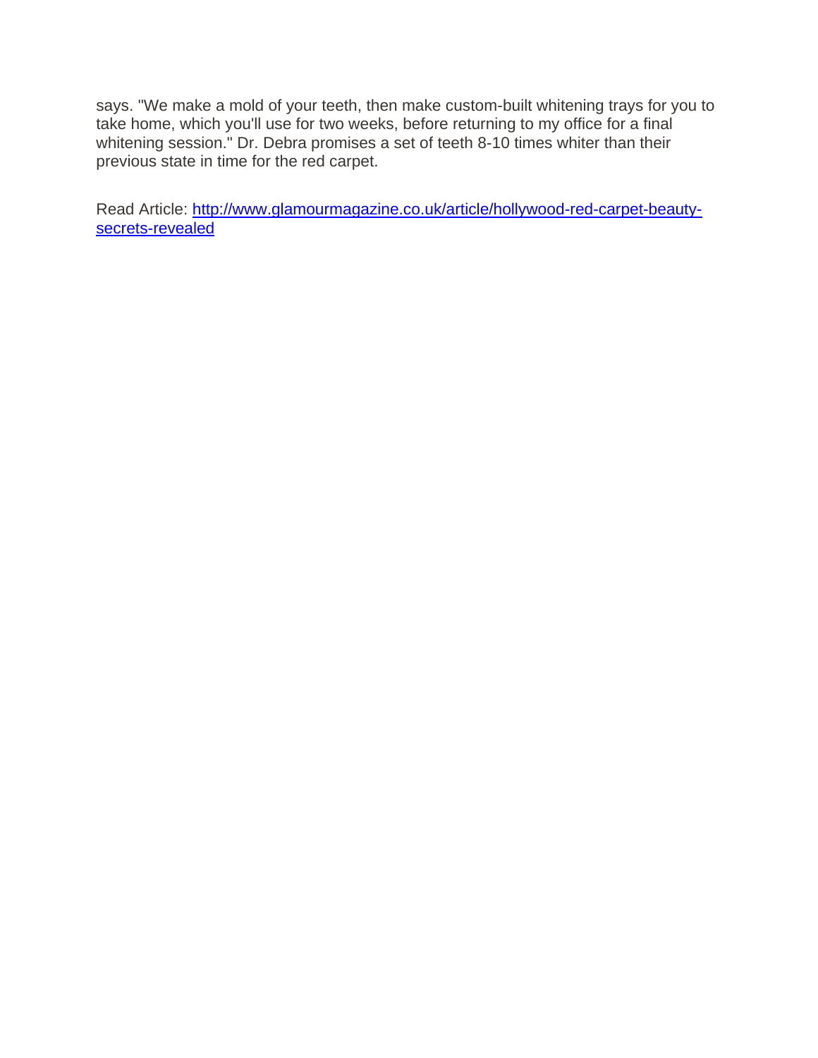says. "We make a mold of your teeth, then make custom-built whitening trays for you to take home, which you'll use for two weeks, before returning to my office for a final whitening session." Dr. Debra promises a set of teeth 8-10 times whiter than their previous state in time for the red carpet.

Read Article: [http://www.glamourmagazine.co.uk/article/hollywood-red-carpet-beauty-secrets-revealed](http://www.glamourmagazine.co.uk/article/hollywood-red-carpet-beauty-secrets-revealed)